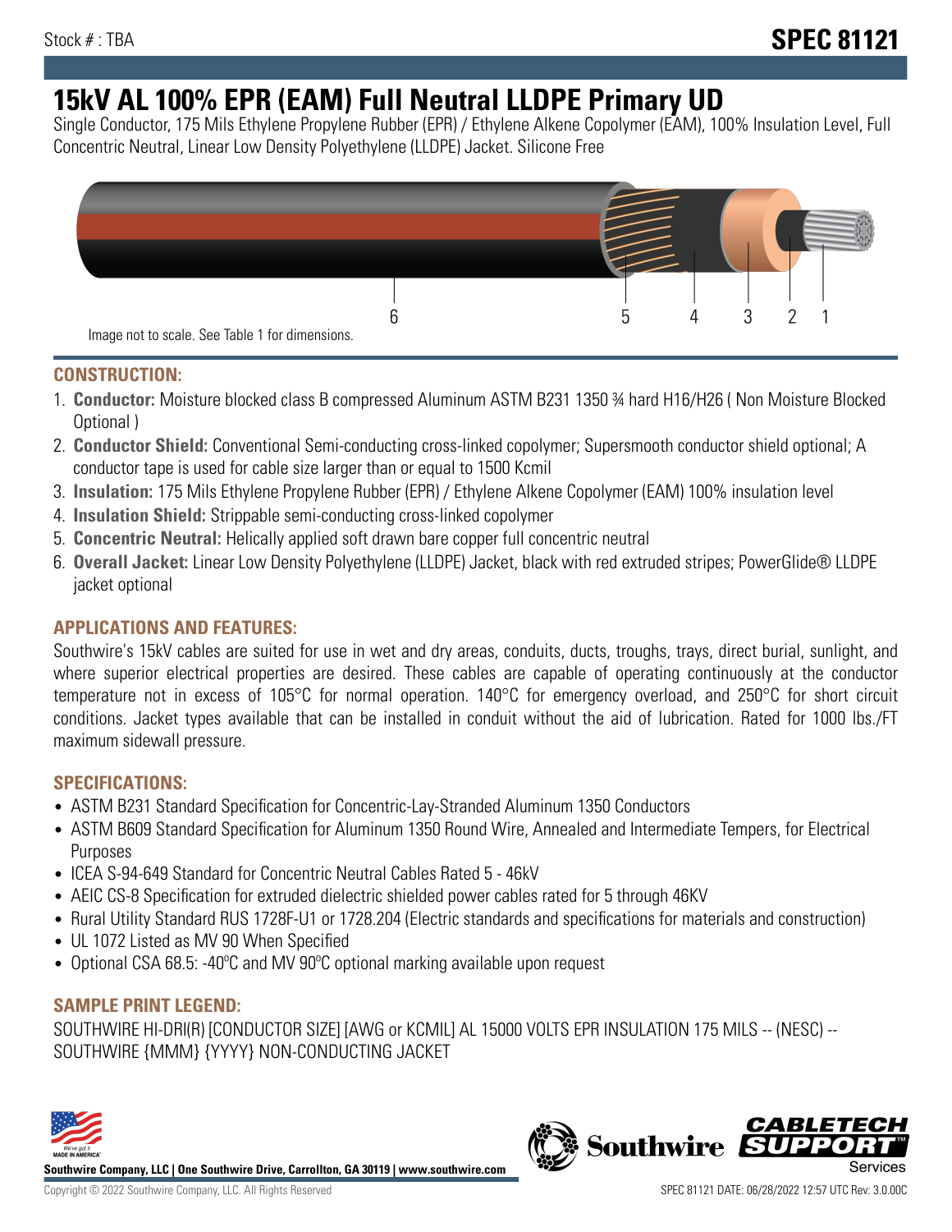Stock # : TBA

# SPEC 81121

# 15kV AL 100% EPR (EAM) Full Neutral LLDPE Primary UD

Single Conductor, 175 Mils Ethylene Propylene Rubber (EPR) / Ethylene Alkene Copolymer (EAM), 100% Insulation Level, Full Concentric Neutral, Linear Low Density Polyethylene (LLDPE) Jacket. Silicone Free

6 5 4 3 2 1

Image not to scale. See Table 1 for dimensions.

## CONSTRUCTION:

1. **Conductor:** Moisture blocked class B compressed Aluminum ASTM B231 1350 ¾ hard H16/H26 ( Non Moisture Blocked Optional )
2. **Conductor Shield:** Conventional Semi-conducting cross-linked copolymer; Supersmooth conductor shield optional; A conductor tape is used for cable size larger than or equal to 1500 Kcmil
3. **Insulation:** 175 Mils Ethylene Propylene Rubber (EPR) / Ethylene Alkene Copolymer (EAM) 100% insulation level
4. **Insulation Shield:** Strippable semi-conducting cross-linked copolymer
5. **Concentric Neutral:** Helically applied soft drawn bare copper full concentric neutral
6. **Overall Jacket:** Linear Low Density Polyethylene (LLDPE) Jacket, black with red extruded stripes; PowerGlide® LLDPE jacket optional

## APPLICATIONS AND FEATURES:

Southwire's 15kV cables are suited for use in wet and dry areas, conduits, ducts, troughs, trays, direct burial, sunlight, and where superior electrical properties are desired. These cables are capable of operating continuously at the conductor temperature not in excess of 105°C for normal operation. 140°C for emergency overload, and 250°C for short circuit conditions. Jacket types available that can be installed in conduit without the aid of lubrication. Rated for 1000 lbs./FT maximum sidewall pressure.

## SPECIFICATIONS:

- ASTM B231 Standard Specification for Concentric-Lay-Stranded Aluminum 1350 Conductors
- ASTM B609 Standard Specification for Aluminum 1350 Round Wire, Annealed and Intermediate Tempers, for Electrical Purposes
- ICEA S-94-649 Standard for Concentric Neutral Cables Rated 5 - 46kV
- AEIC CS-8 Specification for extruded dielectric shielded power cables rated for 5 through 46KV
- Rural Utility Standard RUS 1728F-U1 or 1728.204 (Electric standards and specifications for materials and construction)
- UL 1072 Listed as MV 90 When Specified
- Optional CSA 68.5: -40ºC and MV 90ºC optional marking available upon request

## SAMPLE PRINT LEGEND:

SOUTHWIRE HI-DRI(R) [CONDUCTOR SIZE] [AWG or KCMIL] AL 15000 VOLTS EPR INSULATION 175 MILS -- (NESC) -- SOUTHWIRE {MMM} {YYYY} NON-CONDUCTING JACKET

**Southwire Company, LLC | One Southwire Drive, Carrollton, GA 30119 | www.southwire.com**

Copyright © 2022 Southwire Company, LLC. All Rights Reserved

SPEC 81121 DATE: 06/28/2022 12:57 UTC Rev: 3.0.00C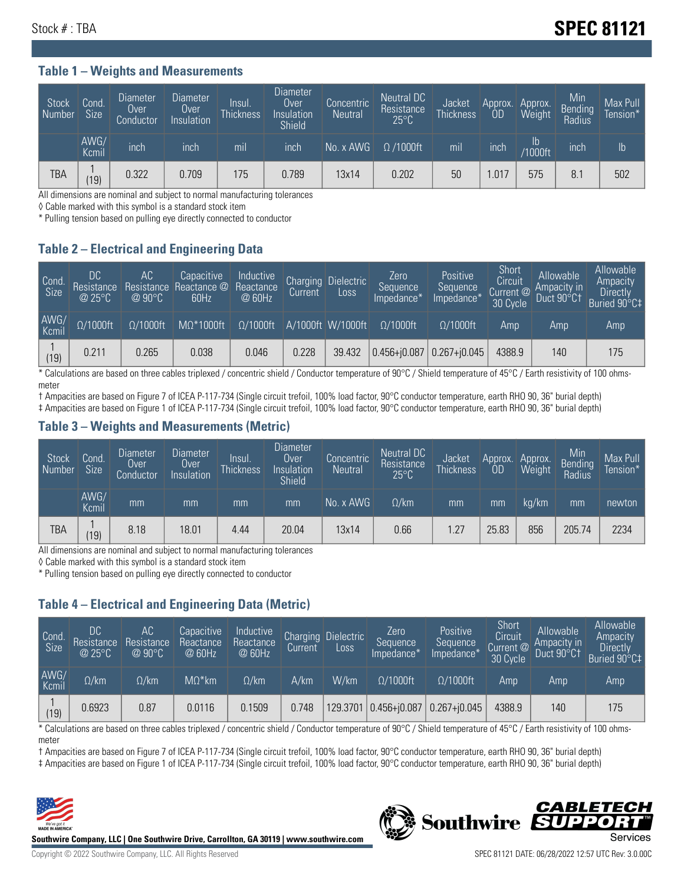Stock # : TBA

# SPEC 81121

## Table 1 – Weights and Measurements

| Stock Number | Cond. Size | Diameter Over Conductor | Diameter Over Insulation | Insul. Thickness | Diameter Over Insulation Shield | Concentric Neutral | Neutral DC Resistance 25°C | Jacket Thickness | Approx. OD | Approx. Weight | Min Bending Radius | Max Pull Tension* |
|---|---|---|---|---|---|---|---|---|---|---|---|---|
| | AWG/ Kcmil | inch | inch | mil | inch | No. x AWG | Ω /1000ft | mil | inch | lb /1000ft | inch | lb |
| TBA | 1 (19) | 0.322 | 0.709 | 175 | 0.789 | 13x14 | 0.202 | 50 | 1.017 | 575 | 8.1 | 502 |

All dimensions are nominal and subject to normal manufacturing tolerances

◊ Cable marked with this symbol is a standard stock item

* Pulling tension based on pulling eye directly connected to conductor

## Table 2 – Electrical and Engineering Data

| Cond. Size | DC Resistance @ 25°C | AC Resistance @ 90°C | Capacitive Reactance @ 60Hz | Inductive Reactance @ 60Hz | Charging Current | Dielectric Loss | Zero Sequence Impedance* | Positive Sequence Impedance* | Short Circuit Current @ 30 Cycle | Allowable Ampacity in Duct 90°C† | Allowable Ampacity Directly Buried 90°C‡ |
|---|---|---|---|---|---|---|---|---|---|---|---|
| AWG/ Kcmil | Ω/1000ft | Ω/1000ft | MΩ*1000ft | Ω/1000ft | A/1000ft | W/1000ft | Ω/1000ft | Ω/1000ft | Amp | Amp | Amp |
| 1 (19) | 0.211 | 0.265 | 0.038 | 0.046 | 0.228 | 39.432 | 0.456+j0.087 | 0.267+j0.045 | 4388.9 | 140 | 175 |

* Calculations are based on three cables triplexed / concentric shield / Conductor temperature of 90°C / Shield temperature of 45°C / Earth resistivity of 100 ohms-meter

† Ampacities are based on Figure 7 of ICEA P-117-734 (Single circuit trefoil, 100% load factor, 90°C conductor temperature, earth RHO 90, 36" burial depth)

‡ Ampacities are based on Figure 1 of ICEA P-117-734 (Single circuit trefoil, 100% load factor, 90°C conductor temperature, earth RHO 90, 36" burial depth)

## Table 3 – Weights and Measurements (Metric)

| Stock Number | Cond. Size | Diameter Over Conductor | Diameter Over Insulation | Insul. Thickness | Diameter Over Insulation Shield | Concentric Neutral | Neutral DC Resistance 25°C | Jacket Thickness | Approx. OD | Approx. Weight | Min Bending Radius | Max Pull Tension* |
|---|---|---|---|---|---|---|---|---|---|---|---|---|
| | AWG/ Kcmil | mm | mm | mm | mm | No. x AWG | Ω/km | mm | mm | kg/km | mm | newton |
| TBA | 1 (19) | 8.18 | 18.01 | 4.44 | 20.04 | 13x14 | 0.66 | 1.27 | 25.83 | 856 | 205.74 | 2234 |

All dimensions are nominal and subject to normal manufacturing tolerances

◊ Cable marked with this symbol is a standard stock item

* Pulling tension based on pulling eye directly connected to conductor

## Table 4 – Electrical and Engineering Data (Metric)

| Cond. Size | DC Resistance @ 25°C | AC Resistance @ 90°C | Capacitive Reactance @ 60Hz | Inductive Reactance @ 60Hz | Charging Current | Dielectric Loss | Zero Sequence Impedance* | Positive Sequence Impedance* | Short Circuit Current @ 30 Cycle | Allowable Ampacity in Duct 90°C† | Allowable Ampacity Directly Buried 90°C‡ |
|---|---|---|---|---|---|---|---|---|---|---|---|
| AWG/ Kcmil | Ω/km | Ω/km | MΩ*km | Ω/km | A/km | W/km | Ω/1000ft | Ω/1000ft | Amp | Amp | Amp |
| 1 (19) | 0.6923 | 0.87 | 0.0116 | 0.1509 | 0.748 | 129.3701 | 0.456+j0.087 | 0.267+j0.045 | 4388.9 | 140 | 175 |

* Calculations are based on three cables triplexed / concentric shield / Conductor temperature of 90°C / Shield temperature of 45°C / Earth resistivity of 100 ohms-meter

† Ampacities are based on Figure 7 of ICEA P-117-734 (Single circuit trefoil, 100% load factor, 90°C conductor temperature, earth RHO 90, 36" burial depth)

‡ Ampacities are based on Figure 1 of ICEA P-117-734 (Single circuit trefoil, 100% load factor, 90°C conductor temperature, earth RHO 90, 36" burial depth)

**Southwire Company, LLC | One Southwire Drive, Carrollton, GA 30119 | www.southwire.com**

Copyright © 2022 Southwire Company, LLC. All Rights Reserved

SPEC 81121 DATE: 06/28/2022 12:57 UTC Rev: 3.0.00C